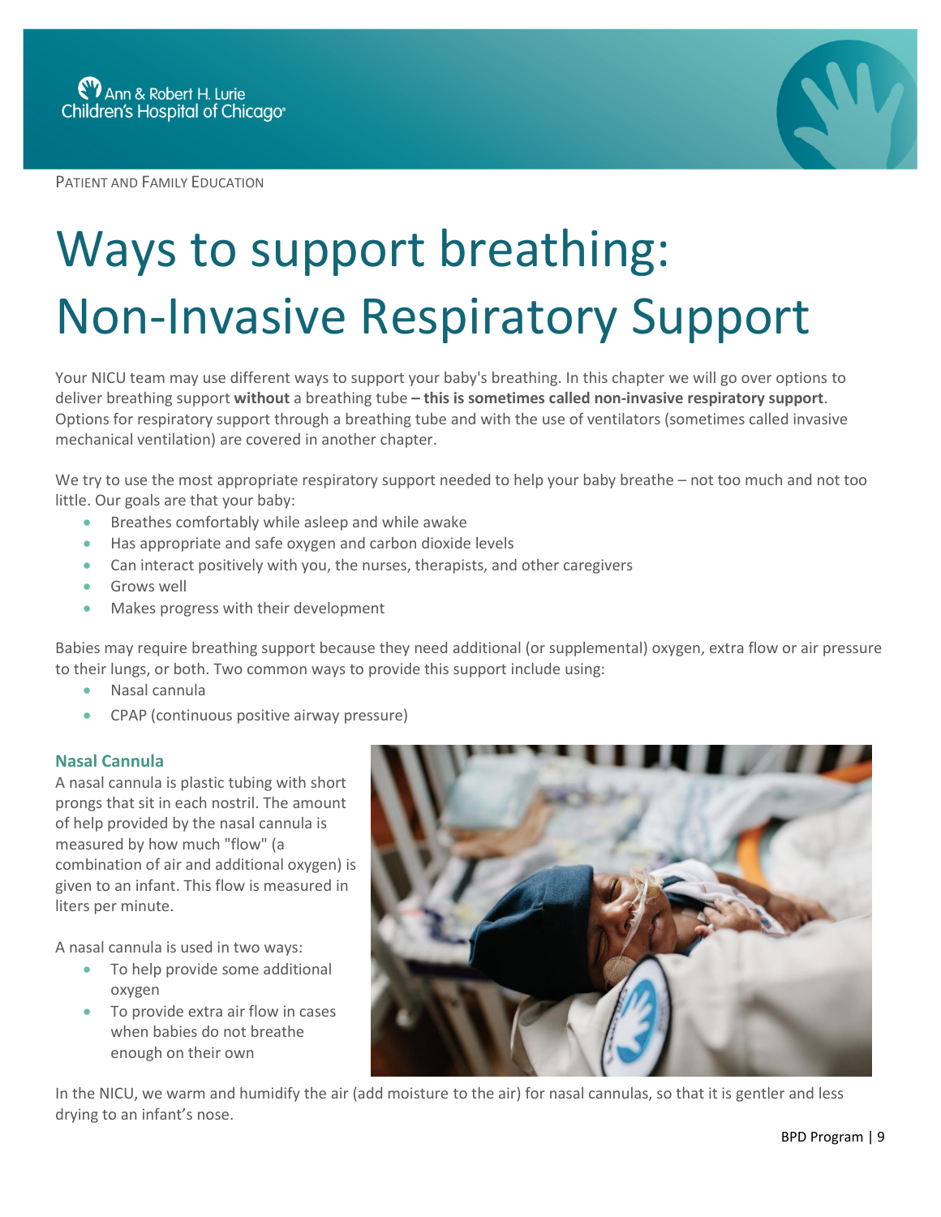PATIENT AND FAMILY EDUCATION

# Ways to support breathing: Non-Invasive Respiratory Support

Your NICU team may use different ways to support your baby's breathing. In this chapter we will go over options to deliver breathing support **without** a breathing tube **– this is sometimes called non-invasive respiratory support**. Options for respiratory support through a breathing tube and with the use of ventilators (sometimes called invasive mechanical ventilation) are covered in another chapter.

We try to use the most appropriate respiratory support needed to help your baby breathe – not too much and not too little. Our goals are that your baby:

- Breathes comfortably while asleep and while awake
- Has appropriate and safe oxygen and carbon dioxide levels
- Can interact positively with you, the nurses, therapists, and other caregivers
- Grows well
- Makes progress with their development

Babies may require breathing support because they need additional (or supplemental) oxygen, extra flow or air pressure to their lungs, or both. Two common ways to provide this support include using:

- Nasal cannula
- CPAP (continuous positive airway pressure)

## Nasal Cannula

A nasal cannula is plastic tubing with short prongs that sit in each nostril. The amount of help provided by the nasal cannula is measured by how much "flow" (a combination of air and additional oxygen) is given to an infant. This flow is measured in liters per minute.

A nasal cannula is used in two ways:

- To help provide some additional oxygen
- To provide extra air flow in cases when babies do not breathe enough on their own

In the NICU, we warm and humidify the air (add moisture to the air) for nasal cannulas, so that it is gentler and less drying to an infant's nose.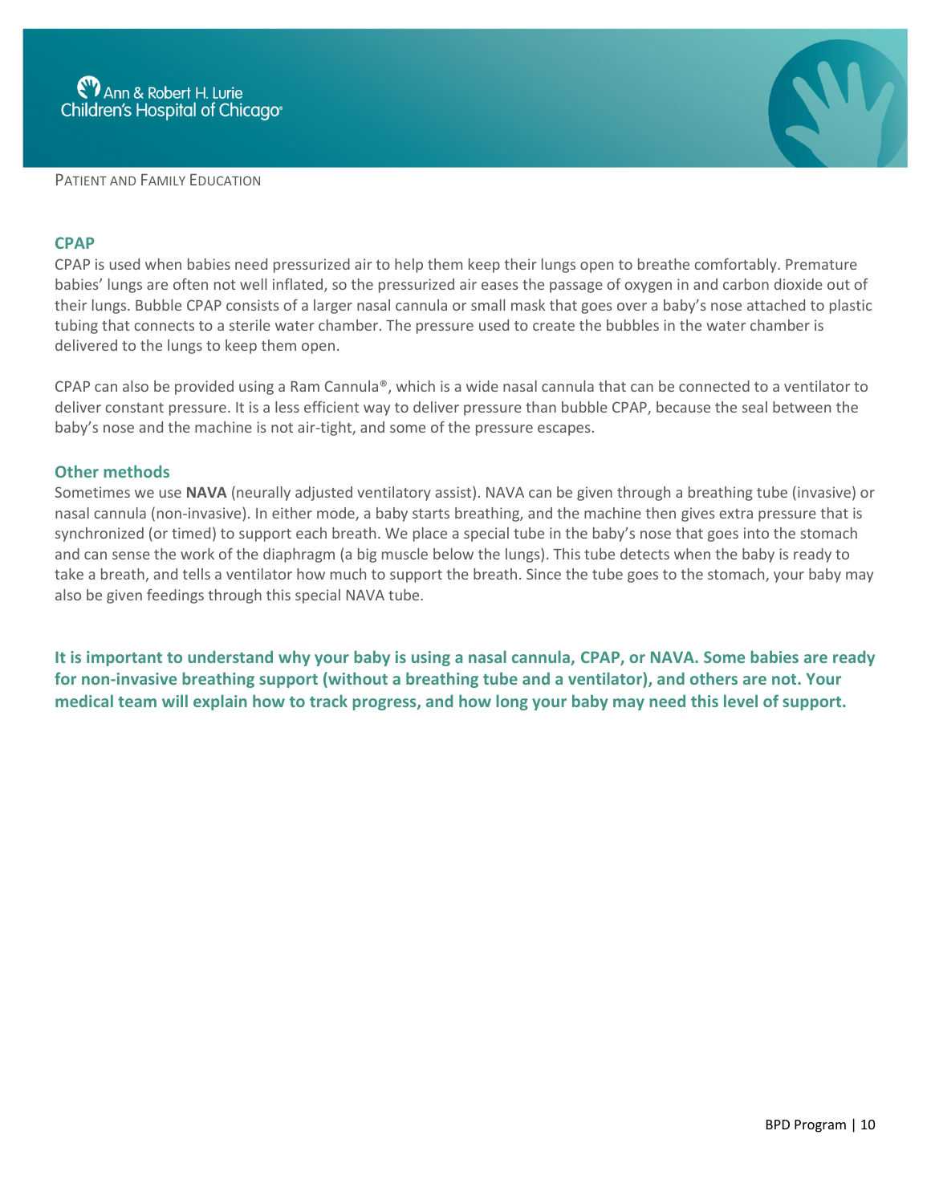## CPAP

CPAP is used when babies need pressurized air to help them keep their lungs open to breathe comfortably. Premature babies' lungs are often not well inflated, so the pressurized air eases the passage of oxygen in and carbon dioxide out of their lungs. Bubble CPAP consists of a larger nasal cannula or small mask that goes over a baby's nose attached to plastic tubing that connects to a sterile water chamber. The pressure used to create the bubbles in the water chamber is delivered to the lungs to keep them open.

CPAP can also be provided using a Ram Cannula®, which is a wide nasal cannula that can be connected to a ventilator to deliver constant pressure. It is a less efficient way to deliver pressure than bubble CPAP, because the seal between the baby's nose and the machine is not air-tight, and some of the pressure escapes.

## Other methods

Sometimes we use **NAVA** (neurally adjusted ventilatory assist). NAVA can be given through a breathing tube (invasive) or nasal cannula (non-invasive). In either mode, a baby starts breathing, and the machine then gives extra pressure that is synchronized (or timed) to support each breath. We place a special tube in the baby's nose that goes into the stomach and can sense the work of the diaphragm (a big muscle below the lungs). This tube detects when the baby is ready to take a breath, and tells a ventilator how much to support the breath. Since the tube goes to the stomach, your baby may also be given feedings through this special NAVA tube.

**It is important to understand why your baby is using a nasal cannula, CPAP, or NAVA. Some babies are ready for non-invasive breathing support (without a breathing tube and a ventilator), and others are not. Your medical team will explain how to track progress, and how long your baby may need this level of support.**